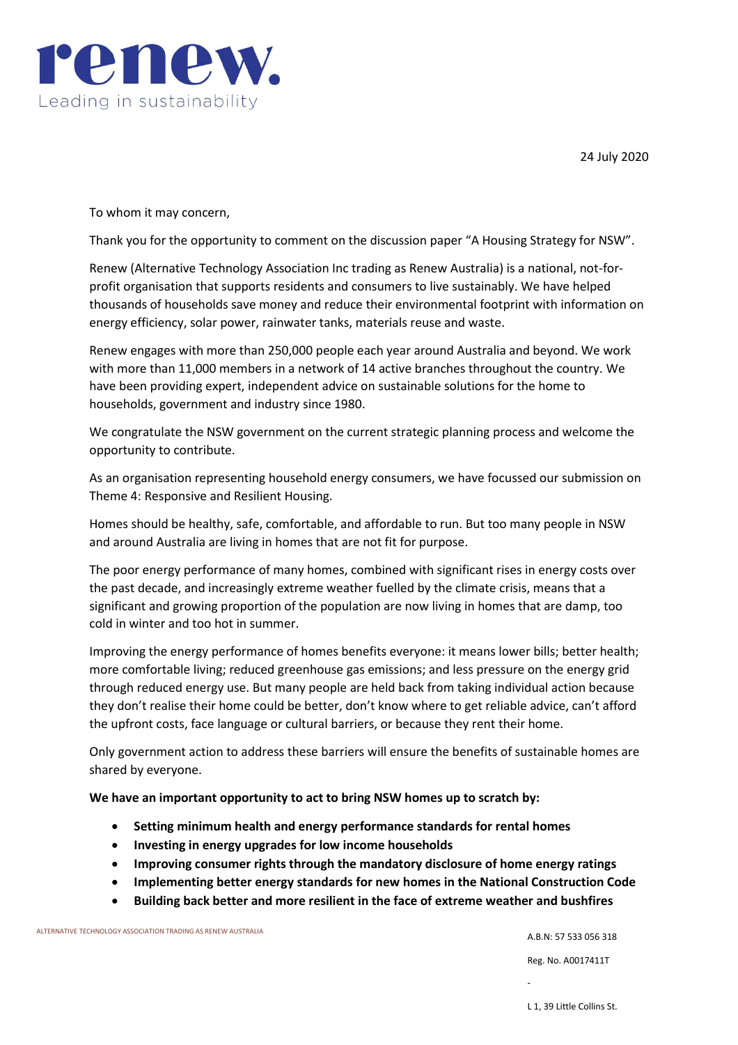**renew.**
Leading in sustainability

24 July 2020

To whom it may concern,

Thank you for the opportunity to comment on the discussion paper "A Housing Strategy for NSW".

Renew (Alternative Technology Association Inc trading as Renew Australia) is a national, not-for-profit organisation that supports residents and consumers to live sustainably. We have helped thousands of households save money and reduce their environmental footprint with information on energy efficiency, solar power, rainwater tanks, materials reuse and waste.

Renew engages with more than 250,000 people each year around Australia and beyond. We work with more than 11,000 members in a network of 14 active branches throughout the country. We have been providing expert, independent advice on sustainable solutions for the home to households, government and industry since 1980.

We congratulate the NSW government on the current strategic planning process and welcome the opportunity to contribute.

As an organisation representing household energy consumers, we have focussed our submission on Theme 4: Responsive and Resilient Housing.

Homes should be healthy, safe, comfortable, and affordable to run. But too many people in NSW and around Australia are living in homes that are not fit for purpose.

The poor energy performance of many homes, combined with significant rises in energy costs over the past decade, and increasingly extreme weather fuelled by the climate crisis, means that a significant and growing proportion of the population are now living in homes that are damp, too cold in winter and too hot in summer.

Improving the energy performance of homes benefits everyone: it means lower bills; better health; more comfortable living; reduced greenhouse gas emissions; and less pressure on the energy grid through reduced energy use. But many people are held back from taking individual action because they don't realise their home could be better, don't know where to get reliable advice, can't afford the upfront costs, face language or cultural barriers, or because they rent their home.

Only government action to address these barriers will ensure the benefits of sustainable homes are shared by everyone.

**We have an important opportunity to act to bring NSW homes up to scratch by:**

- **Setting minimum health and energy performance standards for rental homes**
- **Investing in energy upgrades for low income households**
- **Improving consumer rights through the mandatory disclosure of home energy ratings**
- **Implementing better energy standards for new homes in the National Construction Code**
- **Building back better and more resilient in the face of extreme weather and bushfires**

ALTERNATIVE TECHNOLOGY ASSOCIATION TRADING AS RENEW AUSTRALIA

A.B.N: 57 533 056 318

Reg. No. A0017411T

L 1, 39 Little Collins St.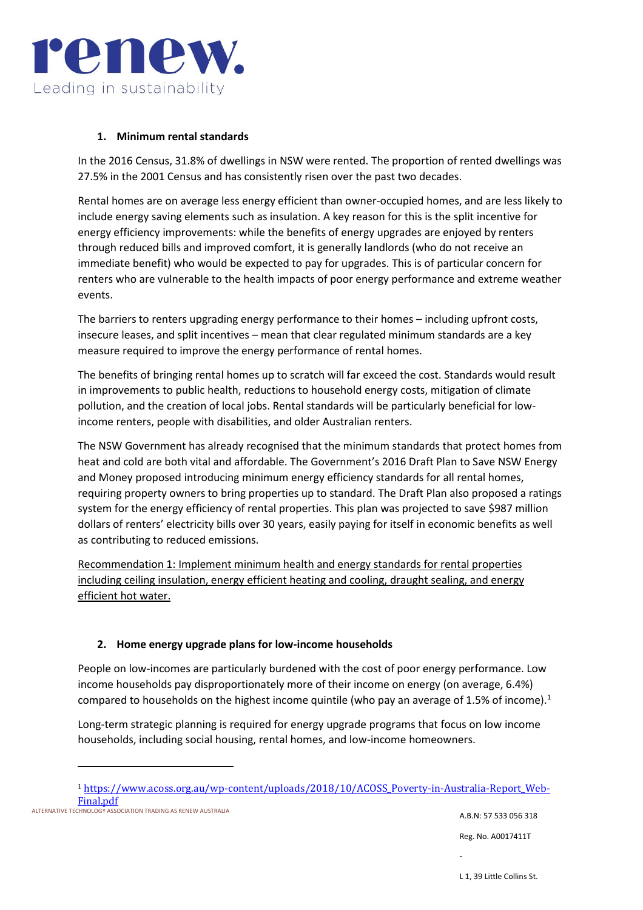## 1. Minimum rental standards

In the 2016 Census, 31.8% of dwellings in NSW were rented. The proportion of rented dwellings was 27.5% in the 2001 Census and has consistently risen over the past two decades.

Rental homes are on average less energy efficient than owner-occupied homes, and are less likely to include energy saving elements such as insulation. A key reason for this is the split incentive for energy efficiency improvements: while the benefits of energy upgrades are enjoyed by renters through reduced bills and improved comfort, it is generally landlords (who do not receive an immediate benefit) who would be expected to pay for upgrades. This is of particular concern for renters who are vulnerable to the health impacts of poor energy performance and extreme weather events.

The barriers to renters upgrading energy performance to their homes – including upfront costs, insecure leases, and split incentives – mean that clear regulated minimum standards are a key measure required to improve the energy performance of rental homes.

The benefits of bringing rental homes up to scratch will far exceed the cost. Standards would result in improvements to public health, reductions to household energy costs, mitigation of climate pollution, and the creation of local jobs. Rental standards will be particularly beneficial for low-income renters, people with disabilities, and older Australian renters.

The NSW Government has already recognised that the minimum standards that protect homes from heat and cold are both vital and affordable. The Government's 2016 Draft Plan to Save NSW Energy and Money proposed introducing minimum energy efficiency standards for all rental homes, requiring property owners to bring properties up to standard. The Draft Plan also proposed a ratings system for the energy efficiency of rental properties. This plan was projected to save $987 million dollars of renters' electricity bills over 30 years, easily paying for itself in economic benefits as well as contributing to reduced emissions.

<u>Recommendation 1: Implement minimum health and energy standards for rental properties including ceiling insulation, energy efficient heating and cooling, draught sealing, and energy efficient hot water.</u>

## 2. Home energy upgrade plans for low-income households

People on low-incomes are particularly burdened with the cost of poor energy performance. Low income households pay disproportionately more of their income on energy (on average, 6.4%) compared to households on the highest income quintile (who pay an average of 1.5% of income).[1]

Long-term strategic planning is required for energy upgrade programs that focus on low income households, including social housing, rental homes, and low-income homeowners.

---

[1] https://www.acoss.org.au/wp-content/uploads/2018/10/ACOSS_Poverty-in-Australia-Report_Web-Final.pdf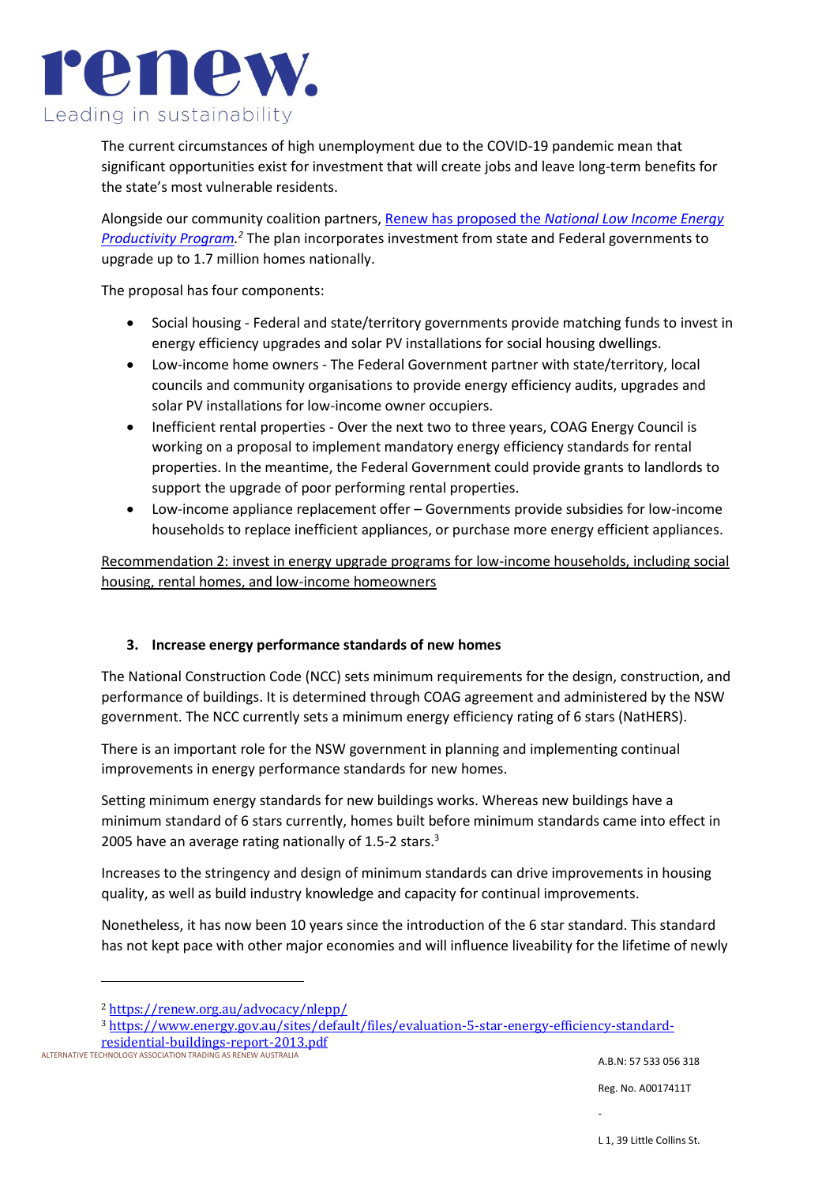The current circumstances of high unemployment due to the COVID-19 pandemic mean that significant opportunities exist for investment that will create jobs and leave long-term benefits for the state's most vulnerable residents.

Alongside our community coalition partners, [Renew has proposed the *National Low Income Energy Productivity Program*](https://renew.org.au/advocacy/nlepp/).[2] The plan incorporates investment from state and Federal governments to upgrade up to 1.7 million homes nationally.

The proposal has four components:

- Social housing - Federal and state/territory governments provide matching funds to invest in energy efficiency upgrades and solar PV installations for social housing dwellings.
- Low-income home owners - The Federal Government partner with state/territory, local councils and community organisations to provide energy efficiency audits, upgrades and solar PV installations for low-income owner occupiers.
- Inefficient rental properties - Over the next two to three years, COAG Energy Council is working on a proposal to implement mandatory energy efficiency standards for rental properties. In the meantime, the Federal Government could provide grants to landlords to support the upgrade of poor performing rental properties.
- Low-income appliance replacement offer – Governments provide subsidies for low-income households to replace inefficient appliances, or purchase more energy efficient appliances.

<u>Recommendation 2: invest in energy upgrade programs for low-income households, including social housing, rental homes, and low-income homeowners</u>

### 3. Increase energy performance standards of new homes

The National Construction Code (NCC) sets minimum requirements for the design, construction, and performance of buildings. It is determined through COAG agreement and administered by the NSW government. The NCC currently sets a minimum energy efficiency rating of 6 stars (NatHERS).

There is an important role for the NSW government in planning and implementing continual improvements in energy performance standards for new homes.

Setting minimum energy standards for new buildings works. Whereas new buildings have a minimum standard of 6 stars currently, homes built before minimum standards came into effect in 2005 have an average rating nationally of 1.5-2 stars.[3]

Increases to the stringency and design of minimum standards can drive improvements in housing quality, as well as build industry knowledge and capacity for continual improvements.

Nonetheless, it has now been 10 years since the introduction of the 6 star standard. This standard has not kept pace with other major economies and will influence liveability for the lifetime of newly

---

[2] https://renew.org.au/advocacy/nlepp/

[3] https://www.energy.gov.au/sites/default/files/evaluation-5-star-energy-efficiency-standard-residential-buildings-report-2013.pdf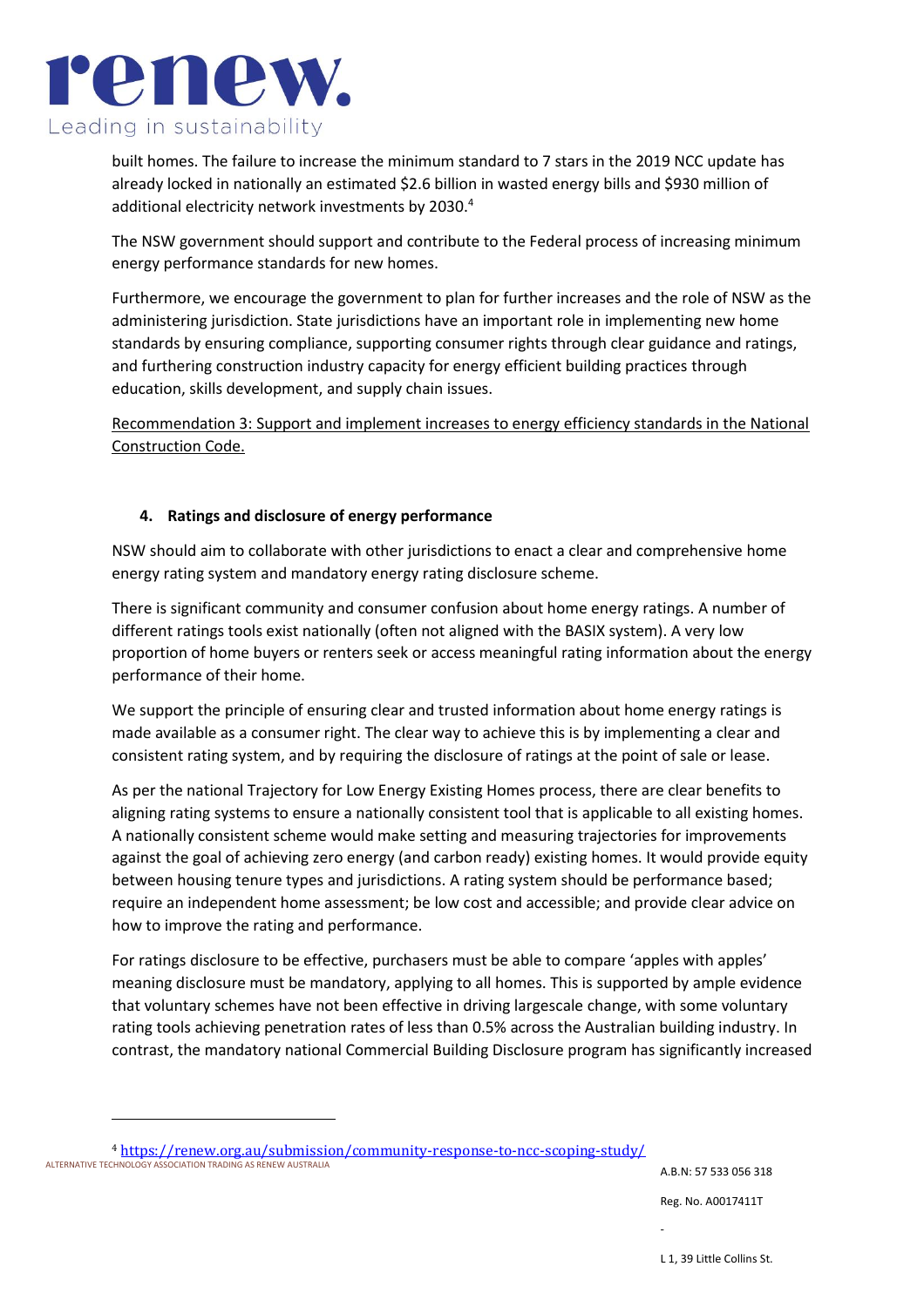built homes. The failure to increase the minimum standard to 7 stars in the 2019 NCC update has already locked in nationally an estimated $2.6 billion in wasted energy bills and $930 million of additional electricity network investments by 2030.[4]

The NSW government should support and contribute to the Federal process of increasing minimum energy performance standards for new homes.

Furthermore, we encourage the government to plan for further increases and the role of NSW as the administering jurisdiction. State jurisdictions have an important role in implementing new home standards by ensuring compliance, supporting consumer rights through clear guidance and ratings, and furthering construction industry capacity for energy efficient building practices through education, skills development, and supply chain issues.

<u>Recommendation 3: Support and implement increases to energy efficiency standards in the National Construction Code.</u>

## 4. Ratings and disclosure of energy performance

NSW should aim to collaborate with other jurisdictions to enact a clear and comprehensive home energy rating system and mandatory energy rating disclosure scheme.

There is significant community and consumer confusion about home energy ratings. A number of different ratings tools exist nationally (often not aligned with the BASIX system). A very low proportion of home buyers or renters seek or access meaningful rating information about the energy performance of their home.

We support the principle of ensuring clear and trusted information about home energy ratings is made available as a consumer right. The clear way to achieve this is by implementing a clear and consistent rating system, and by requiring the disclosure of ratings at the point of sale or lease.

As per the national Trajectory for Low Energy Existing Homes process, there are clear benefits to aligning rating systems to ensure a nationally consistent tool that is applicable to all existing homes. A nationally consistent scheme would make setting and measuring trajectories for improvements against the goal of achieving zero energy (and carbon ready) existing homes. It would provide equity between housing tenure types and jurisdictions. A rating system should be performance based; require an independent home assessment; be low cost and accessible; and provide clear advice on how to improve the rating and performance.

For ratings disclosure to be effective, purchasers must be able to compare 'apples with apples' meaning disclosure must be mandatory, applying to all homes. This is supported by ample evidence that voluntary schemes have not been effective in driving largescale change, with some voluntary rating tools achieving penetration rates of less than 0.5% across the Australian building industry. In contrast, the mandatory national Commercial Building Disclosure program has significantly increased

---

[4] https://renew.org.au/submission/community-response-to-ncc-scoping-study/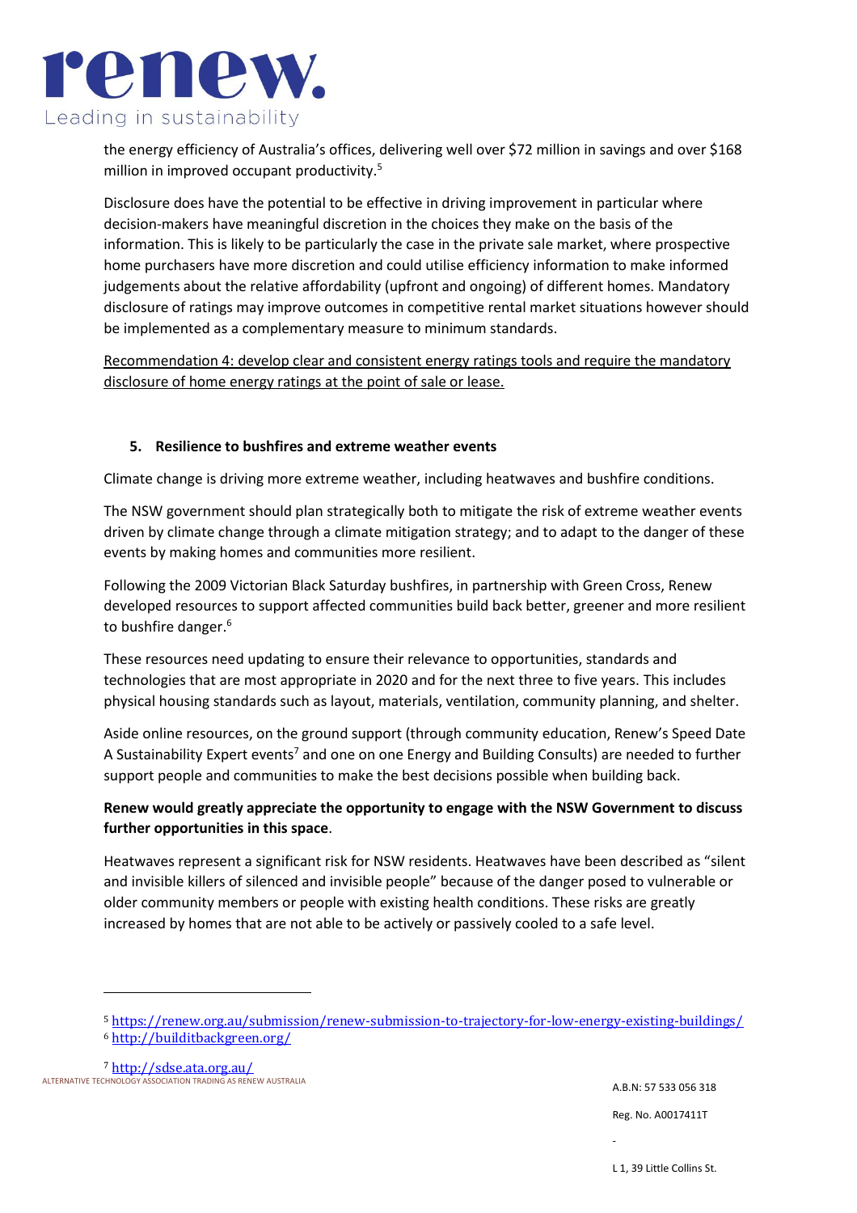the energy efficiency of Australia's offices, delivering well over $72 million in savings and over $168 million in improved occupant productivity.[5]

Disclosure does have the potential to be effective in driving improvement in particular where decision-makers have meaningful discretion in the choices they make on the basis of the information. This is likely to be particularly the case in the private sale market, where prospective home purchasers have more discretion and could utilise efficiency information to make informed judgements about the relative affordability (upfront and ongoing) of different homes. Mandatory disclosure of ratings may improve outcomes in competitive rental market situations however should be implemented as a complementary measure to minimum standards.

<u>Recommendation 4: develop clear and consistent energy ratings tools and require the mandatory disclosure of home energy ratings at the point of sale or lease.</u>

## 5. Resilience to bushfires and extreme weather events

Climate change is driving more extreme weather, including heatwaves and bushfire conditions.

The NSW government should plan strategically both to mitigate the risk of extreme weather events driven by climate change through a climate mitigation strategy; and to adapt to the danger of these events by making homes and communities more resilient.

Following the 2009 Victorian Black Saturday bushfires, in partnership with Green Cross, Renew developed resources to support affected communities build back better, greener and more resilient to bushfire danger.[6]

These resources need updating to ensure their relevance to opportunities, standards and technologies that are most appropriate in 2020 and for the next three to five years. This includes physical housing standards such as layout, materials, ventilation, community planning, and shelter.

Aside online resources, on the ground support (through community education, Renew's Speed Date A Sustainability Expert events[7] and one on one Energy and Building Consults) are needed to further support people and communities to make the best decisions possible when building back.

**Renew would greatly appreciate the opportunity to engage with the NSW Government to discuss further opportunities in this space**.

Heatwaves represent a significant risk for NSW residents. Heatwaves have been described as "silent and invisible killers of silenced and invisible people" because of the danger posed to vulnerable or older community members or people with existing health conditions. These risks are greatly increased by homes that are not able to be actively or passively cooled to a safe level.

---

[5] https://renew.org.au/submission/renew-submission-to-trajectory-for-low-energy-existing-buildings/

[6] http://builditbackgreen.org/

[7] http://sdse.ata.org.au/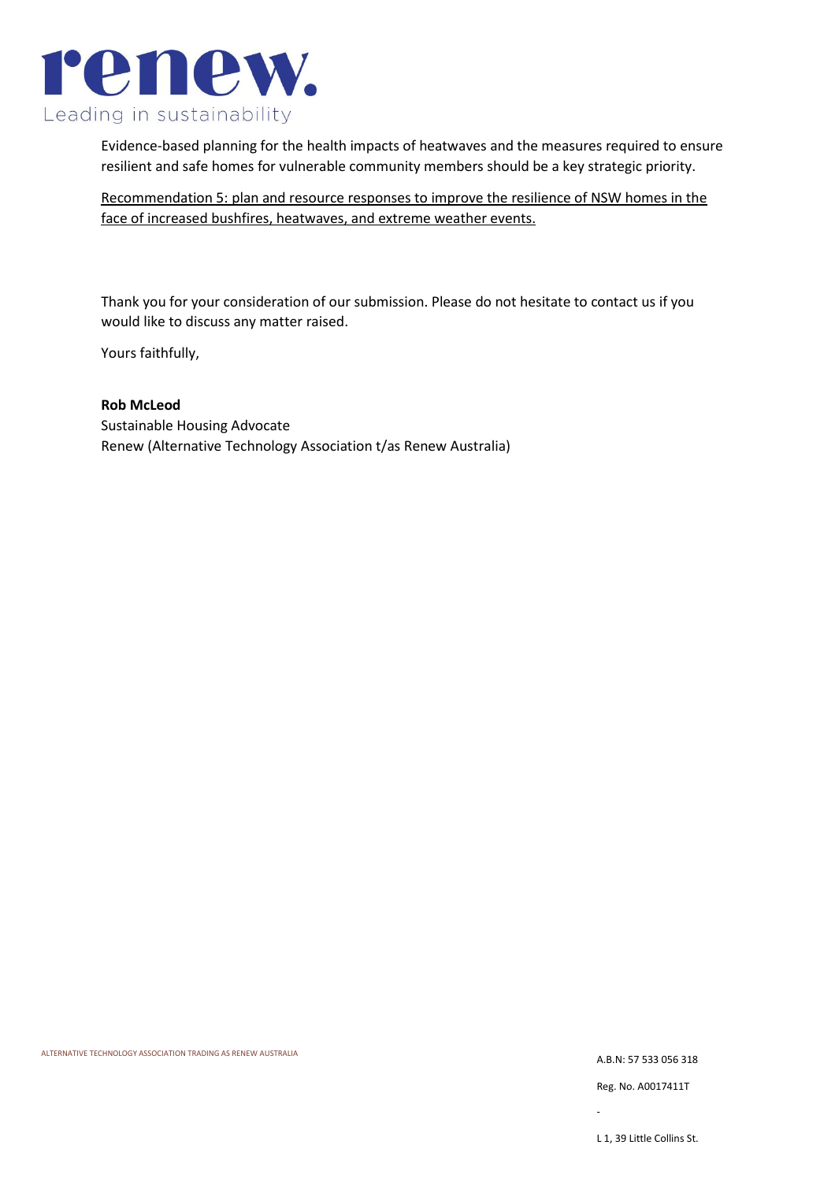Evidence-based planning for the health impacts of heatwaves and the measures required to ensure resilient and safe homes for vulnerable community members should be a key strategic priority.

<u>Recommendation 5: plan and resource responses to improve the resilience of NSW homes in the face of increased bushfires, heatwaves, and extreme weather events.</u>

Thank you for your consideration of our submission. Please do not hesitate to contact us if you would like to discuss any matter raised.

Yours faithfully,

**Rob McLeod**
Sustainable Housing Advocate
Renew (Alternative Technology Association t/as Renew Australia)